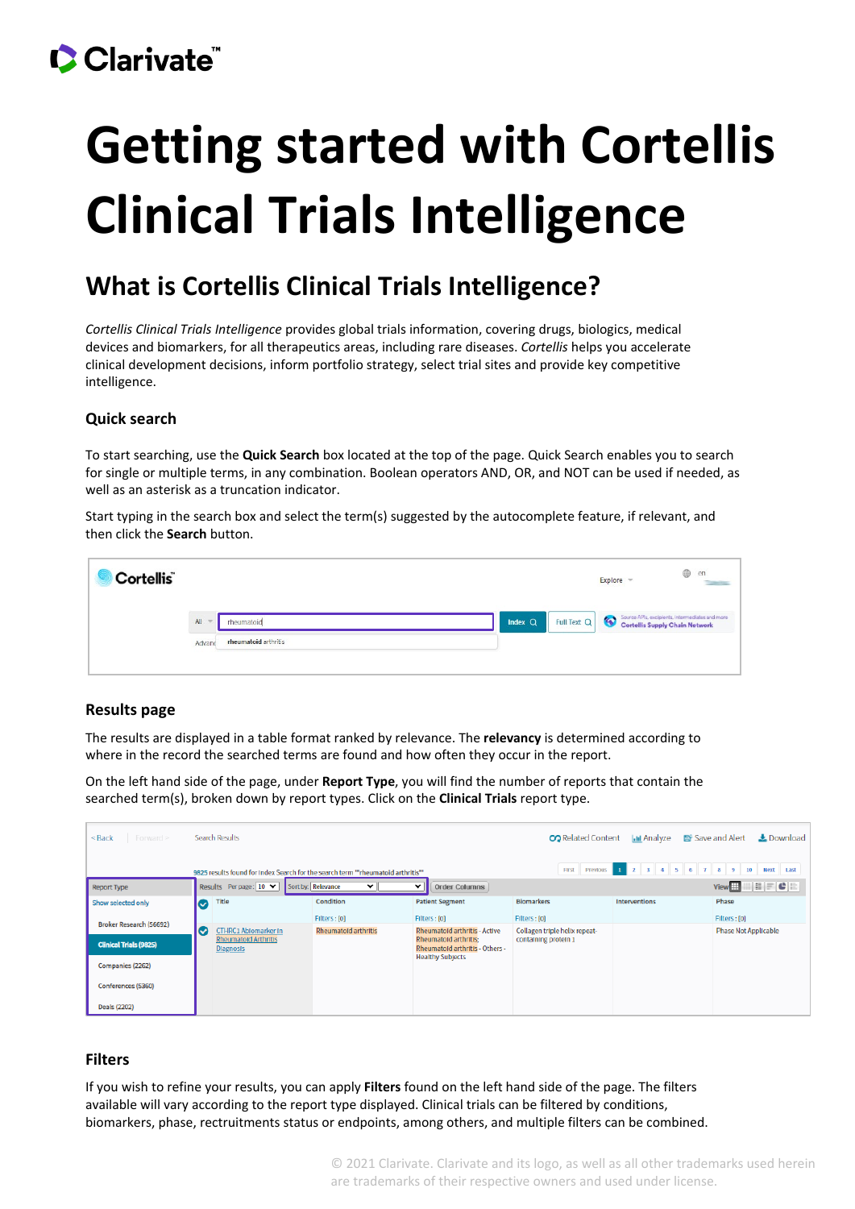# Getting started with Cortellis Clinical Trials Intelligence

## What is Cortellis Clinical Trials Intelligence?

*Cortellis Clinical Trials Intelligence* provides global trials information, covering drugs, biologics, medical devices and biomarkers, for all therapeutics areas, including rare diseases. *Cortellis* helps you accelerate clinical development decisions, inform portfolio strategy, select trial sites and provide key competitive intelligence.

### Quick search

To start searching, use the **Quick Search** box located at the top of the page. Quick Search enables you to search for single or multiple terms, in any combination. Boolean operators AND, OR, and NOT can be used if needed, as well as an asterisk as a truncation indicator.

Start typing in the search box and select the term(s) suggested by the autocomplete feature, if relevant, and then click the **Search** button.

### Results page

The results are displayed in a table format ranked by relevance. The **relevancy** is determined according to where in the record the searched terms are found and how often they occur in the report.

On the left hand side of the page, under **Report Type**, you will find the number of reports that contain the searched term(s), broken down by report types. Click on the **Clinical Trials** report type.

### Filters

If you wish to refine your results, you can apply **Filters** found on the left hand side of the page. The filters available will vary according to the report type displayed. Clinical trials can be filtered by conditions, biomarkers, phase, rectruitments status or endpoints, among others, and multiple filters can be combined.

© 2021 Clarivate. Clarivate and its logo, as well as all other trademarks used herein are trademarks of their respective owners and used under license.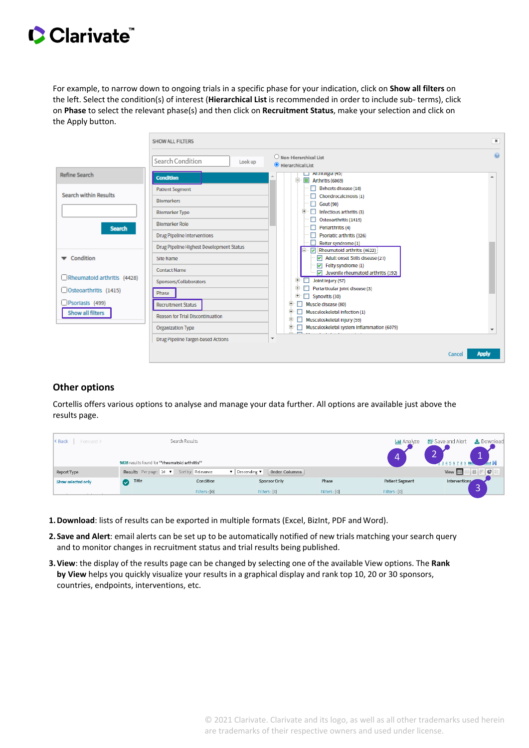For example, to narrow down to ongoing trials in a specific phase for your indication, click on **Show all filters** on the left. Select the condition(s) of interest (**Hierarchical List** is recommended in order to include sub- terms), click on **Phase** to select the relevant phase(s) and then click on **Recruitment Status**, make your selection and click on the Apply button.

## Other options

Cortellis offers various options to analyse and manage your data further. All options are available just above the results page.

1. **Download**: lists of results can be exported in multiple formats (Excel, BizInt, PDF and Word).
2. **Save and Alert**: email alerts can be set up to be automatically notified of new trials matching your search query and to monitor changes in recruitment status and trial results being published.
3. **View**: the display of the results page can be changed by selecting one of the available View options. The **Rank by View** helps you quickly visualize your results in a graphical display and rank top 10, 20 or 30 sponsors, countries, endpoints, interventions, etc.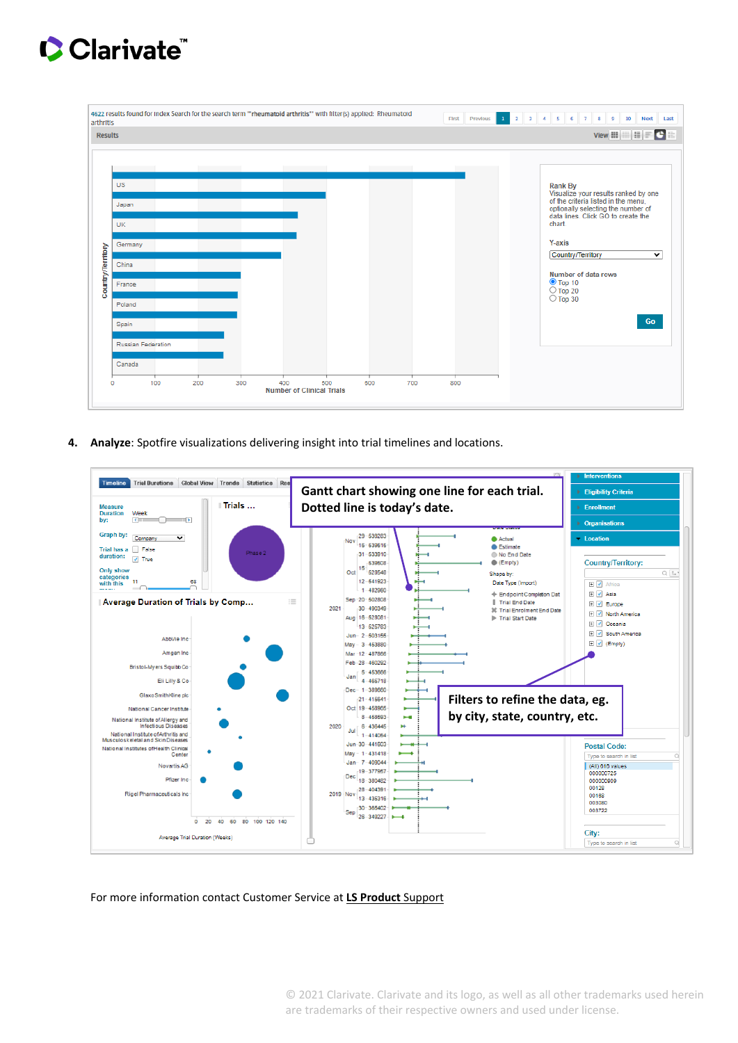4. **Analyze**: Spotfire visualizations delivering insight into trial timelines and locations.

Gantt chart showing one line for each trial. Dotted line is today's date.

Filters to refine the data, eg. by city, state, country, etc.

For more information contact Customer Service at **LS Product** Support

© 2021 Clarivate. Clarivate and its logo, as well as all other trademarks used herein are trademarks of their respective owners and used under license.